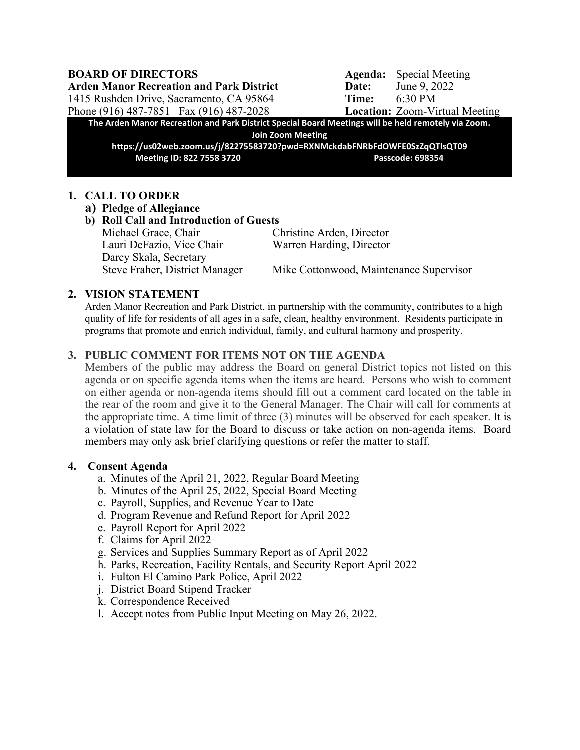**BOARD OF DIRECTORS**
**Arden Manor Recreation and Park District**
1415 Rushden Drive, Sacramento, CA 95864
Phone (916) 487-7851 Fax (916) 487-2028

**Agenda:** Special Meeting
**Date:** June 9, 2022
**Time:** 6:30 PM
**Location:** Zoom-Virtual Meeting

**The Arden Manor Recreation and Park District Special Board Meetings will be held remotely via Zoom.**
**Join Zoom Meeting**
**https://us02web.zoom.us/j/82275583720?pwd=RXNMckdabFNRbFdOWFE0SzZqQTlsQT09**
**Meeting ID: 822 7558 3720** **Passcode: 698354**

## 1. CALL TO ORDER

**a) Pledge of Allegiance**

**b) Roll Call and Introduction of Guests**

Michael Grace, Chair
Lauri DeFazio, Vice Chair
Darcy Skala, Secretary
Christine Arden, Director
Warren Harding, Director

Steve Fraher, District Manager
Mike Cottonwood, Maintenance Supervisor

## 2. VISION STATEMENT

Arden Manor Recreation and Park District, in partnership with the community, contributes to a high quality of life for residents of all ages in a safe, clean, healthy environment. Residents participate in programs that promote and enrich individual, family, and cultural harmony and prosperity.

## 3. PUBLIC COMMENT FOR ITEMS NOT ON THE AGENDA

Members of the public may address the Board on general District topics not listed on this agenda or on specific agenda items when the items are heard. Persons who wish to comment on either agenda or non-agenda items should fill out a comment card located on the table in the rear of the room and give it to the General Manager. The Chair will call for comments at the appropriate time. A time limit of three (3) minutes will be observed for each speaker. It is a violation of state law for the Board to discuss or take action on non-agenda items. Board members may only ask brief clarifying questions or refer the matter to staff.

## 4. Consent Agenda

a. Minutes of the April 21, 2022, Regular Board Meeting
b. Minutes of the April 25, 2022, Special Board Meeting
c. Payroll, Supplies, and Revenue Year to Date
d. Program Revenue and Refund Report for April 2022
e. Payroll Report for April 2022
f. Claims for April 2022
g. Services and Supplies Summary Report as of April 2022
h. Parks, Recreation, Facility Rentals, and Security Report April 2022
i. Fulton El Camino Park Police, April 2022
j. District Board Stipend Tracker
k. Correspondence Received
l. Accept notes from Public Input Meeting on May 26, 2022.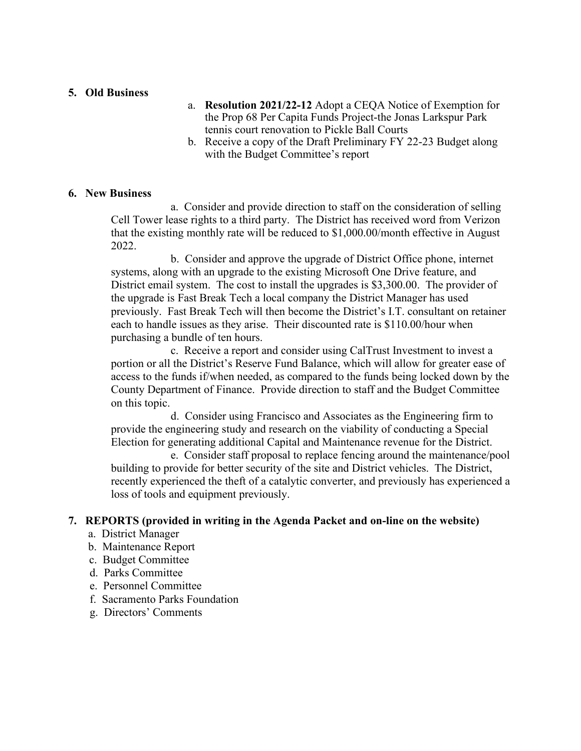**5. Old Business**

a. **Resolution 2021/22-12** Adopt a CEQA Notice of Exemption for the Prop 68 Per Capita Funds Project-the Jonas Larkspur Park tennis court renovation to Pickle Ball Courts

b. Receive a copy of the Draft Preliminary FY 22-23 Budget along with the Budget Committee's report

**6. New Business**

a. Consider and provide direction to staff on the consideration of selling Cell Tower lease rights to a third party. The District has received word from Verizon that the existing monthly rate will be reduced to $1,000.00/month effective in August 2022.

b. Consider and approve the upgrade of District Office phone, internet systems, along with an upgrade to the existing Microsoft One Drive feature, and District email system. The cost to install the upgrades is $3,300.00. The provider of the upgrade is Fast Break Tech a local company the District Manager has used previously. Fast Break Tech will then become the District's I.T. consultant on retainer each to handle issues as they arise. Their discounted rate is $110.00/hour when purchasing a bundle of ten hours.

c. Receive a report and consider using CalTrust Investment to invest a portion or all the District's Reserve Fund Balance, which will allow for greater ease of access to the funds if/when needed, as compared to the funds being locked down by the County Department of Finance. Provide direction to staff and the Budget Committee on this topic.

d. Consider using Francisco and Associates as the Engineering firm to provide the engineering study and research on the viability of conducting a Special Election for generating additional Capital and Maintenance revenue for the District.

e. Consider staff proposal to replace fencing around the maintenance/pool building to provide for better security of the site and District vehicles. The District, recently experienced the theft of a catalytic converter, and previously has experienced a loss of tools and equipment previously.

**7. REPORTS (provided in writing in the Agenda Packet and on-line on the website)**

a. District Manager
b. Maintenance Report
c. Budget Committee
d. Parks Committee
e. Personnel Committee
f. Sacramento Parks Foundation
g. Directors' Comments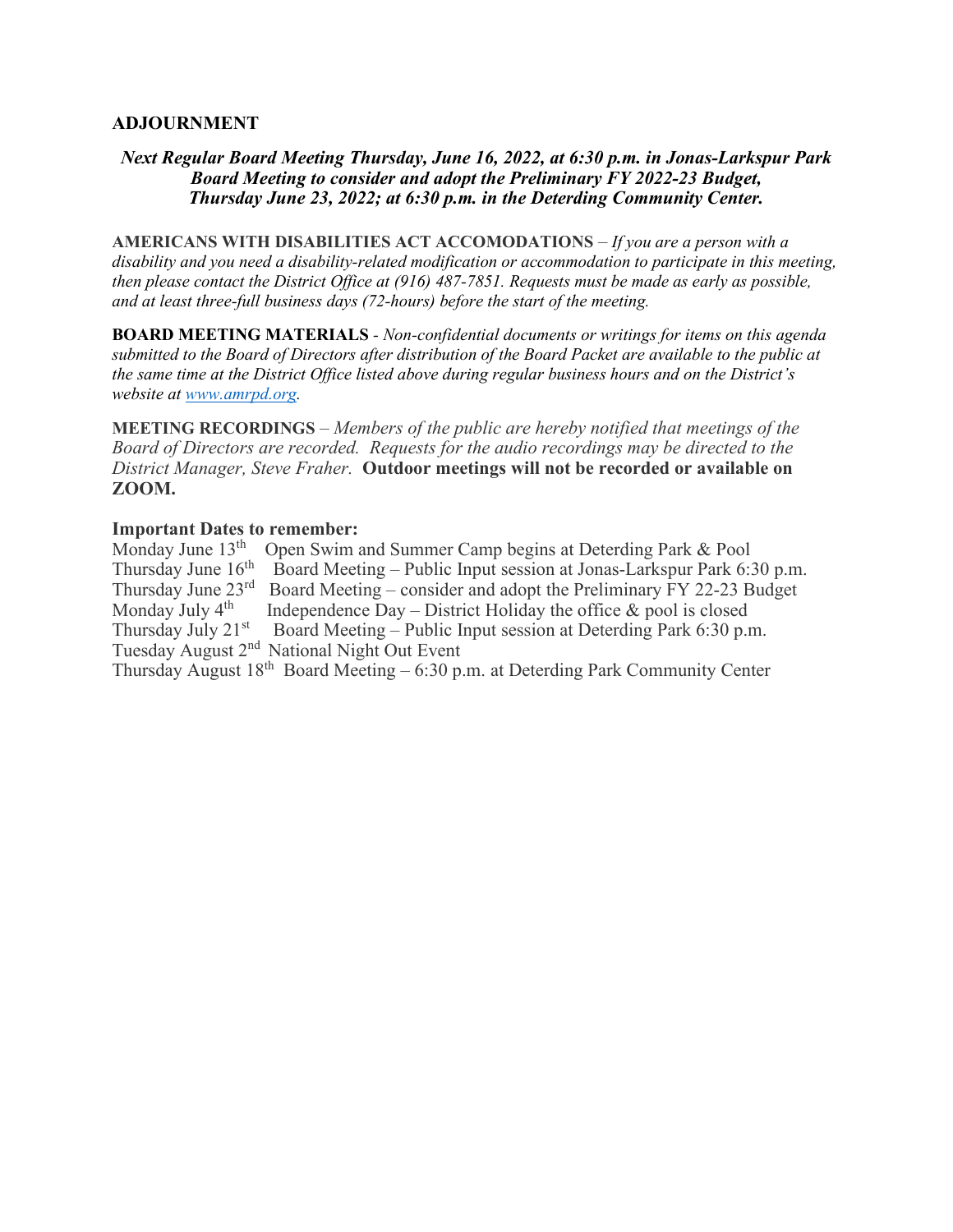## ADJOURNMENT

***Next Regular Board Meeting Thursday, June 16, 2022, at 6:30 p.m. in Jonas-Larkspur Park***
***Board Meeting to consider and adopt the Preliminary FY 2022-23 Budget,***
***Thursday June 23, 2022; at 6:30 p.m. in the Deterding Community Center.***

**AMERICANS WITH DISABILITIES ACT ACCOMODATIONS** – *If you are a person with a disability and you need a disability-related modification or accommodation to participate in this meeting, then please contact the District Office at (916) 487-7851. Requests must be made as early as possible, and at least three-full business days (72-hours) before the start of the meeting.*

**BOARD MEETING MATERIALS** - *Non-confidential documents or writings for items on this agenda submitted to the Board of Directors after distribution of the Board Packet are available to the public at the same time at the District Office listed above during regular business hours and on the District's website at [www.amrpd.org](http://www.amrpd.org).*

**MEETING RECORDINGS** – *Members of the public are hereby notified that meetings of the Board of Directors are recorded. Requests for the audio recordings may be directed to the District Manager, Steve Fraher.* **Outdoor meetings will not be recorded or available on ZOOM.**

**Important Dates to remember:**

Monday June 13th Open Swim and Summer Camp begins at Deterding Park & Pool
Thursday June 16th Board Meeting – Public Input session at Jonas-Larkspur Park 6:30 p.m.
Thursday June 23rd Board Meeting – consider and adopt the Preliminary FY 22-23 Budget
Monday July 4th Independence Day – District Holiday the office & pool is closed
Thursday July 21st Board Meeting – Public Input session at Deterding Park 6:30 p.m.
Tuesday August 2nd National Night Out Event
Thursday August 18th Board Meeting – 6:30 p.m. at Deterding Park Community Center